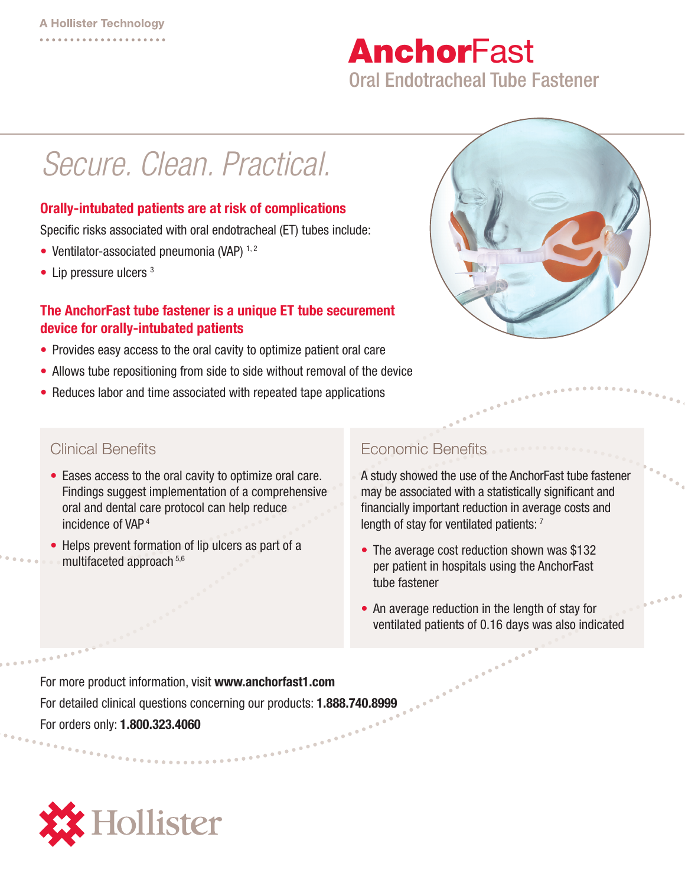A Hollister Technology

# AnchorFast

## Oral Endotracheal Tube Fastener

*Secure. Clean. Practical.*

### Orally-intubated patients are at risk of complications

Specific risks associated with oral endotracheal (ET) tubes include:

- Ventilator-associated pneumonia (VAP) [1, 2]
- Lip pressure ulcers [3]

### The AnchorFast tube fastener is a unique ET tube securement device for orally-intubated patients

- Provides easy access to the oral cavity to optimize patient oral care
- Allows tube repositioning from side to side without removal of the device
- Reduces labor and time associated with repeated tape applications

### Clinical Benefits

- Eases access to the oral cavity to optimize oral care. Findings suggest implementation of a comprehensive oral and dental care protocol can help reduce incidence of VAP [4]
- Helps prevent formation of lip ulcers as part of a multifaceted approach [5,6]

### Economic Benefits

A study showed the use of the AnchorFast tube fastener may be associated with a statistically significant and financially important reduction in average costs and length of stay for ventilated patients: [7]

- The average cost reduction shown was $132 per patient in hospitals using the AnchorFast tube fastener
- An average reduction in the length of stay for ventilated patients of 0.16 days was also indicated

For more product information, visit **www.anchorfast1.com**

For detailed clinical questions concerning our products: **1.888.740.8999**

For orders only: **1.800.323.4060**

Hollister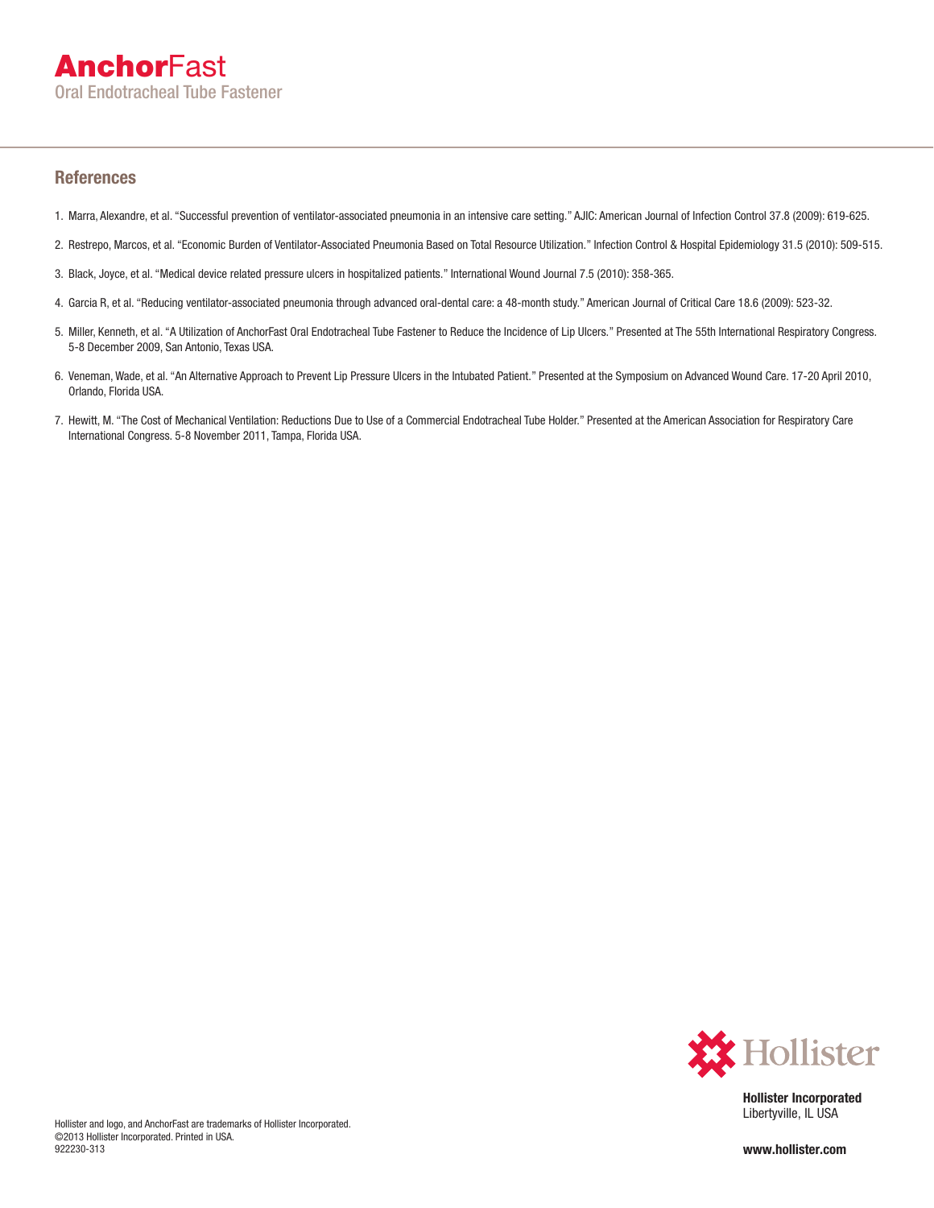# **Anchor**Fast

Oral Endotracheal Tube Fastener

## References

1. Marra, Alexandre, et al. "Successful prevention of ventilator-associated pneumonia in an intensive care setting." AJIC: American Journal of Infection Control 37.8 (2009): 619-625.
2. Restrepo, Marcos, et al. "Economic Burden of Ventilator-Associated Pneumonia Based on Total Resource Utilization." Infection Control & Hospital Epidemiology 31.5 (2010): 509-515.
3. Black, Joyce, et al. "Medical device related pressure ulcers in hospitalized patients." International Wound Journal 7.5 (2010): 358-365.
4. Garcia R, et al. "Reducing ventilator-associated pneumonia through advanced oral-dental care: a 48-month study." American Journal of Critical Care 18.6 (2009): 523-32.
5. Miller, Kenneth, et al. "A Utilization of AnchorFast Oral Endotracheal Tube Fastener to Reduce the Incidence of Lip Ulcers." Presented at The 55th International Respiratory Congress. 5-8 December 2009, San Antonio, Texas USA.
6. Veneman, Wade, et al. "An Alternative Approach to Prevent Lip Pressure Ulcers in the Intubated Patient." Presented at the Symposium on Advanced Wound Care. 17-20 April 2010, Orlando, Florida USA.
7. Hewitt, M. "The Cost of Mechanical Ventilation: Reductions Due to Use of a Commercial Endotracheal Tube Holder." Presented at the American Association for Respiratory Care International Congress. 5-8 November 2011, Tampa, Florida USA.

Hollister

**Hollister Incorporated**
Libertyville, IL USA

**www.hollister.com**

Hollister and logo, and AnchorFast are trademarks of Hollister Incorporated.
©2013 Hollister Incorporated. Printed in USA.
922230-313